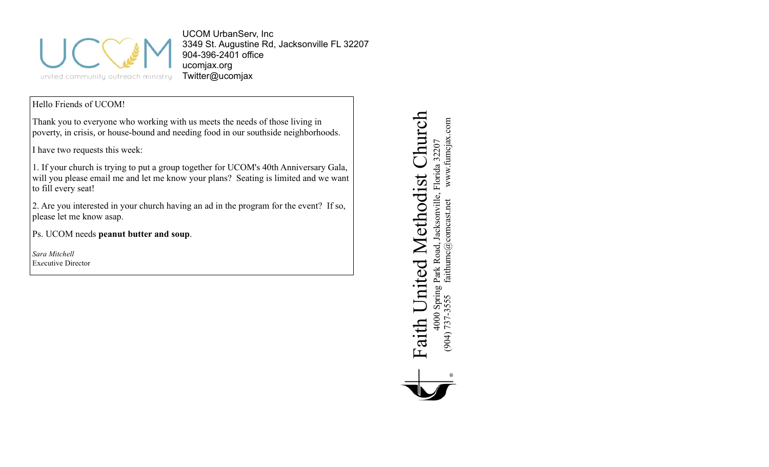UCOM

united community outreach ministry

UCOM UrbanServ, Inc
3349 St. Augustine Rd, Jacksonville FL 32207
904-396-2401 office
ucomjax.org
Twitter@ucomjax

Hello Friends of UCOM!

Thank you to everyone who working with us meets the needs of those living in poverty, in crisis, or house-bound and needing food in our southside neighborhoods.

I have two requests this week:

1. If your church is trying to put a group together for UCOM's 40th Anniversary Gala, will you please email me and let me know your plans? Seating is limited and we want to fill every seat!

2. Are you interested in your church having an ad in the program for the event? If so, please let me know asap.

Ps. UCOM needs **peanut butter and soup**.

*Sara Mitchell*
Executive Director

# Faith United Methodist Church

4000 Spring Park Road, Jacksonville, Florida 32207
(904) 737-3555 faithumc@comcast.net www.fumcjax.com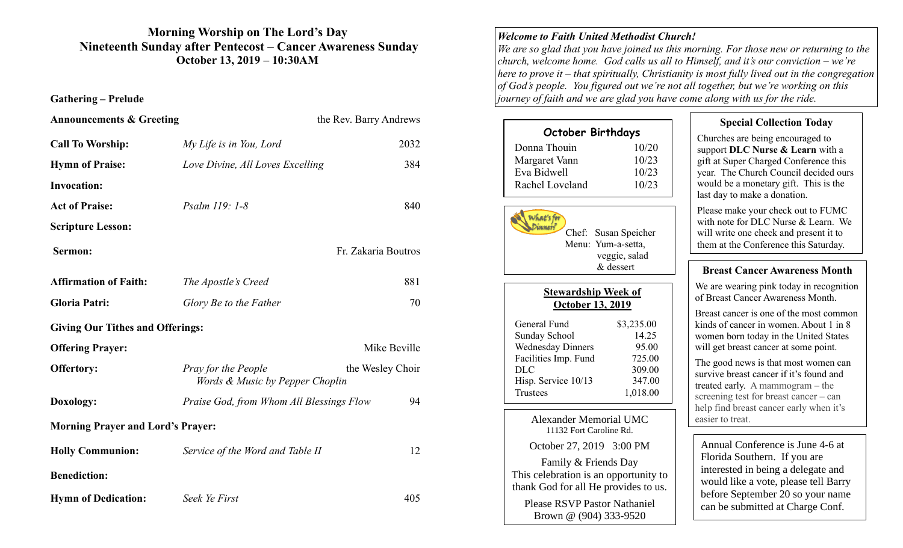# Morning Worship on The Lord's Day
## Nineteenth Sunday after Pentecost – Cancer Awareness Sunday
### October 13, 2019 – 10:30AM

**Gathering – Prelude**

| | | |
|---|---|---|
| **Announcements & Greeting** | | the Rev. Barry Andrews |
| **Call To Worship:** | *My Life is in You, Lord* | 2032 |
| **Hymn of Praise:** | *Love Divine, All Loves Excelling* | 384 |
| **Invocation:** | | |
| **Act of Praise:** | *Psalm 119: 1-8* | 840 |
| **Scripture Lesson:** | | |
| **Sermon:** | | Fr. Zakaria Boutros |
| **Affirmation of Faith:** | *The Apostle's Creed* | 881 |
| **Gloria Patri:** | *Glory Be to the Father* | 70 |
| **Giving Our Tithes and Offerings:** | | |
| **Offering Prayer:** | | Mike Beville |
| **Offertory:** | *Pray for the People* *Words & Music by Pepper Choplin* | the Wesley Choir |
| **Doxology:** | *Praise God, from Whom All Blessings Flow* | 94 |
| **Morning Prayer and Lord's Prayer:** | | |
| **Holly Communion:** | *Service of the Word and Table II* | 12 |
| **Benediction:** | | |
| **Hymn of Dedication:** | *Seek Ye First* | 405 |

***Welcome to Faith United Methodist Church!***

*We are so glad that you have joined us this morning. For those new or returning to the church, welcome home. God calls us all to Himself, and it's our conviction – we're here to prove it – that spiritually, Christianity is most fully lived out in the congregation of God's people. You figured out we're not all together, but we're working on this journey of faith and we are glad you have come along with us for the ride.*

### October Birthdays

| | |
|---|---|
| Donna Thouin | 10/20 |
| Margaret Vann | 10/23 |
| Eva Bidwell | 10/23 |
| Rachel Loveland | 10/23 |

What's for Dinner?

Chef: Susan Speicher
Menu: Yum-a-setta, veggie, salad & dessert

### Stewardship Week of October 13, 2019

| | |
|---|---|
| General Fund | $3,235.00 |
| Sunday School | 14.25 |
| Wednesday Dinners | 95.00 |
| Facilities Imp. Fund | 725.00 |
| DLC | 309.00 |
| Hisp. Service 10/13 | 347.00 |
| Trustees | 1,018.00 |

Alexander Memorial UMC
11132 Fort Caroline Rd.

October 27, 2019 3:00 PM

Family & Friends Day
This celebration is an opportunity to thank God for all He provides to us.

Please RSVP Pastor Nathaniel Brown @ (904) 333-9520

### Special Collection Today

Churches are being encouraged to support **DLC Nurse & Learn** with a gift at Super Charged Conference this year. The Church Council decided ours would be a monetary gift. This is the last day to make a donation.

Please make your check out to FUMC with note for DLC Nurse & Learn. We will write one check and present it to them at the Conference this Saturday.

### Breast Cancer Awareness Month

We are wearing pink today in recognition of Breast Cancer Awareness Month.

Breast cancer is one of the most common kinds of cancer in women. About 1 in 8 women born today in the United States will get breast cancer at some point.

The good news is that most women can survive breast cancer if it's found and treated early. A mammogram – the screening test for breast cancer – can help find breast cancer early when it's easier to treat.

Annual Conference is June 4-6 at Florida Southern. If you are interested in being a delegate and would like a vote, please tell Barry before September 20 so your name can be submitted at Charge Conf.